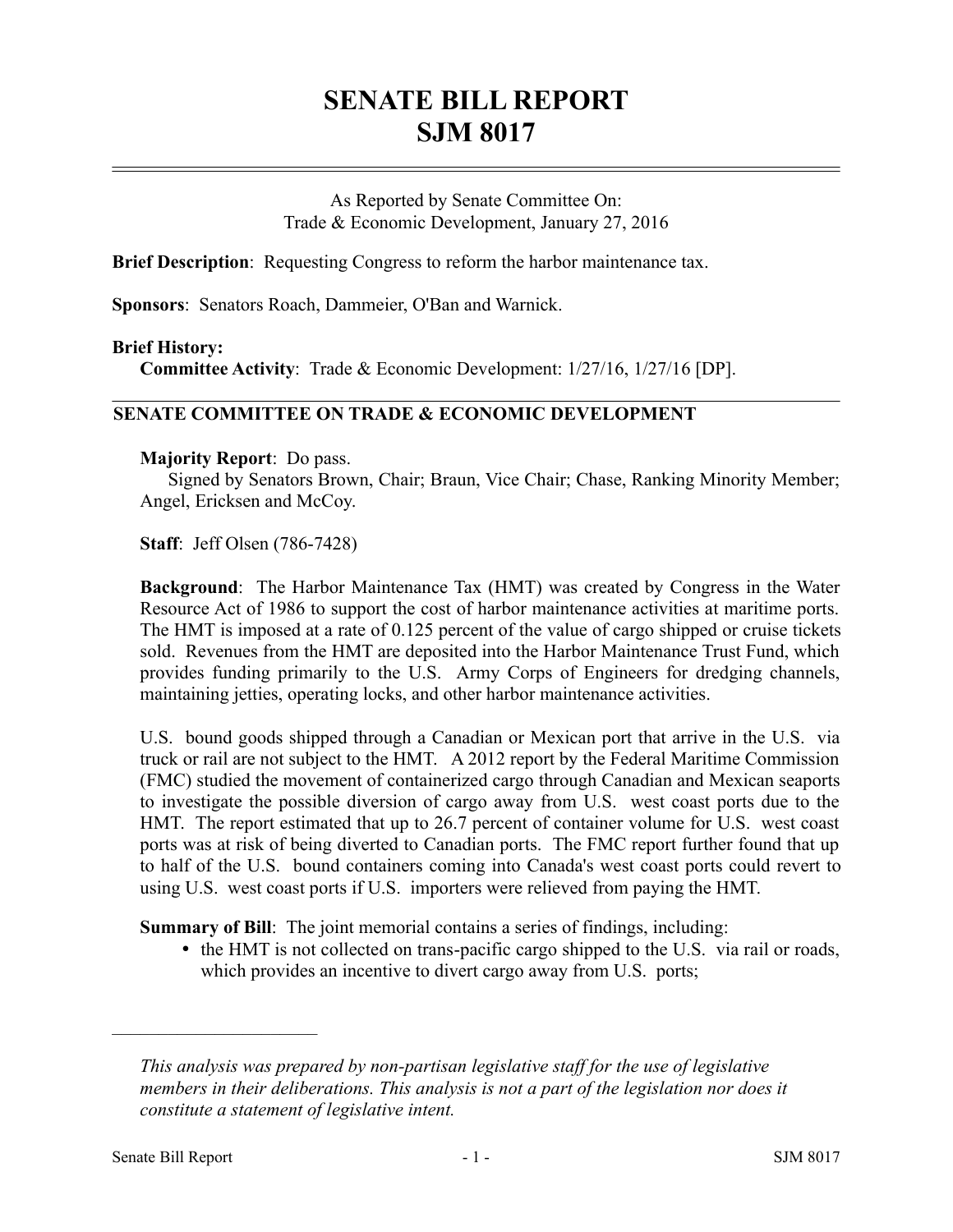# SENATE BILL REPORT
# SJM 8017

As Reported by Senate Committee On:
Trade & Economic Development, January 27, 2016

**Brief Description**: Requesting Congress to reform the harbor maintenance tax.

**Sponsors**: Senators Roach, Dammeier, O'Ban and Warnick.

**Brief History:**
**Committee Activity**: Trade & Economic Development: 1/27/16, 1/27/16 [DP].

## SENATE COMMITTEE ON TRADE & ECONOMIC DEVELOPMENT

**Majority Report**: Do pass.
Signed by Senators Brown, Chair; Braun, Vice Chair; Chase, Ranking Minority Member; Angel, Ericksen and McCoy.

**Staff**: Jeff Olsen (786-7428)

**Background**: The Harbor Maintenance Tax (HMT) was created by Congress in the Water Resource Act of 1986 to support the cost of harbor maintenance activities at maritime ports. The HMT is imposed at a rate of 0.125 percent of the value of cargo shipped or cruise tickets sold. Revenues from the HMT are deposited into the Harbor Maintenance Trust Fund, which provides funding primarily to the U.S. Army Corps of Engineers for dredging channels, maintaining jetties, operating locks, and other harbor maintenance activities.

U.S. bound goods shipped through a Canadian or Mexican port that arrive in the U.S. via truck or rail are not subject to the HMT. A 2012 report by the Federal Maritime Commission (FMC) studied the movement of containerized cargo through Canadian and Mexican seaports to investigate the possible diversion of cargo away from U.S. west coast ports due to the HMT. The report estimated that up to 26.7 percent of container volume for U.S. west coast ports was at risk of being diverted to Canadian ports. The FMC report further found that up to half of the U.S. bound containers coming into Canada's west coast ports could revert to using U.S. west coast ports if U.S. importers were relieved from paying the HMT.

**Summary of Bill**: The joint memorial contains a series of findings, including:

- the HMT is not collected on trans-pacific cargo shipped to the U.S. via rail or roads, which provides an incentive to divert cargo away from U.S. ports;

---

*This analysis was prepared by non-partisan legislative staff for the use of legislative members in their deliberations. This analysis is not a part of the legislation nor does it constitute a statement of legislative intent.*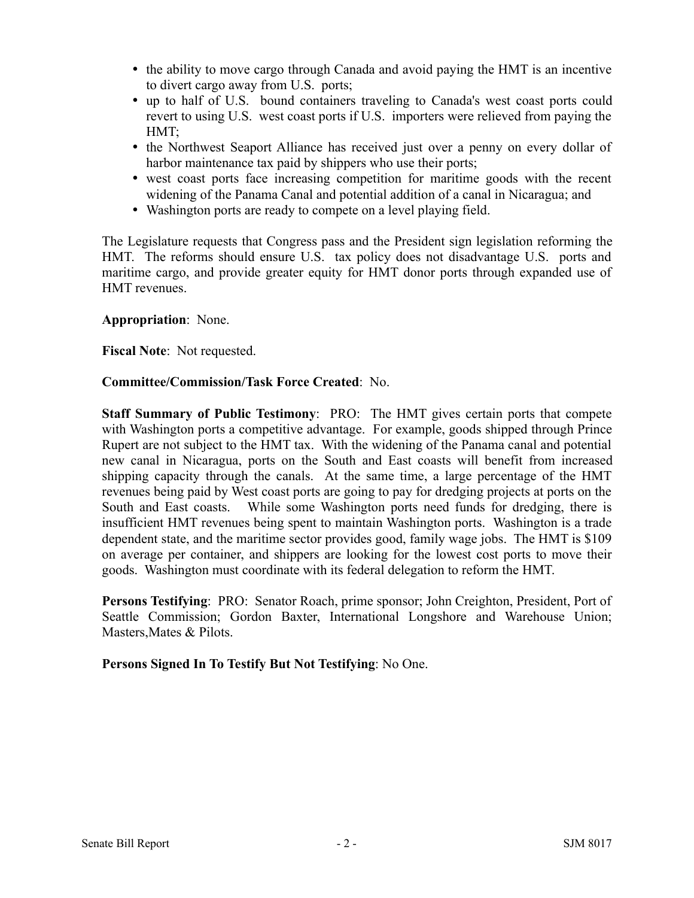- the ability to move cargo through Canada and avoid paying the HMT is an incentive to divert cargo away from U.S. ports;
- up to half of U.S. bound containers traveling to Canada's west coast ports could revert to using U.S. west coast ports if U.S. importers were relieved from paying the HMT;
- the Northwest Seaport Alliance has received just over a penny on every dollar of harbor maintenance tax paid by shippers who use their ports;
- west coast ports face increasing competition for maritime goods with the recent widening of the Panama Canal and potential addition of a canal in Nicaragua; and
- Washington ports are ready to compete on a level playing field.

The Legislature requests that Congress pass and the President sign legislation reforming the HMT. The reforms should ensure U.S. tax policy does not disadvantage U.S. ports and maritime cargo, and provide greater equity for HMT donor ports through expanded use of HMT revenues.

**Appropriation**: None.

**Fiscal Note**: Not requested.

**Committee/Commission/Task Force Created**: No.

**Staff Summary of Public Testimony**: PRO: The HMT gives certain ports that compete with Washington ports a competitive advantage. For example, goods shipped through Prince Rupert are not subject to the HMT tax. With the widening of the Panama canal and potential new canal in Nicaragua, ports on the South and East coasts will benefit from increased shipping capacity through the canals. At the same time, a large percentage of the HMT revenues being paid by West coast ports are going to pay for dredging projects at ports on the South and East coasts. While some Washington ports need funds for dredging, there is insufficient HMT revenues being spent to maintain Washington ports. Washington is a trade dependent state, and the maritime sector provides good, family wage jobs. The HMT is $109 on average per container, and shippers are looking for the lowest cost ports to move their goods. Washington must coordinate with its federal delegation to reform the HMT.

**Persons Testifying**: PRO: Senator Roach, prime sponsor; John Creighton, President, Port of Seattle Commission; Gordon Baxter, International Longshore and Warehouse Union; Masters,Mates & Pilots.

**Persons Signed In To Testify But Not Testifying**: No One.